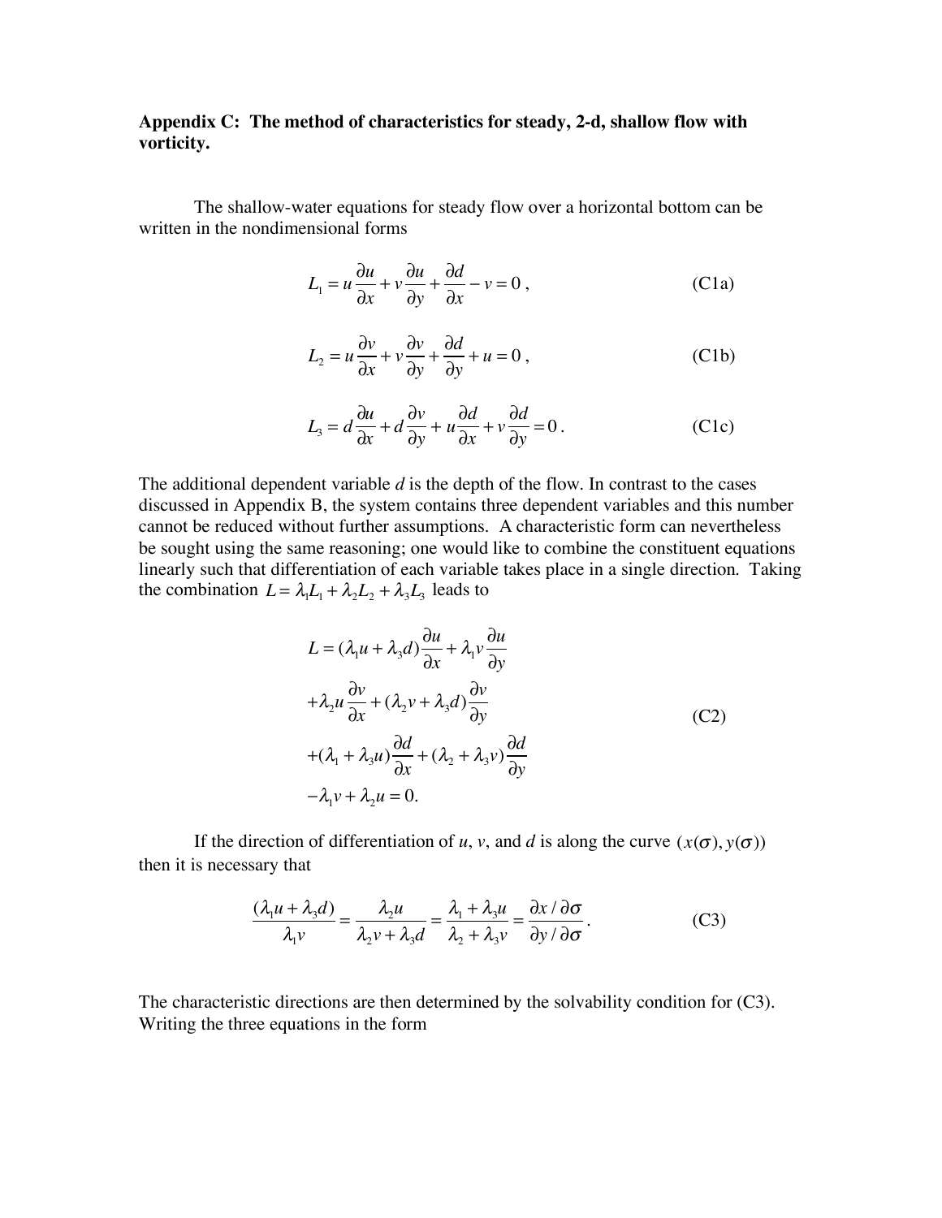**Appendix C: The method of characteristics for steady, 2-d, shallow flow with vorticity.**

The shallow-water equations for steady flow over a horizontal bottom can be written in the nondimensional forms

$$L_1 = u\frac{\partial u}{\partial x} + v\frac{\partial u}{\partial y} + \frac{\partial d}{\partial x} - v = 0\,, \tag{C1a}$$

$$L_2 = u\frac{\partial v}{\partial x} + v\frac{\partial v}{\partial y} + \frac{\partial d}{\partial y} + u = 0\,, \tag{C1b}$$

$$L_3 = d\frac{\partial u}{\partial x} + d\frac{\partial v}{\partial y} + u\frac{\partial d}{\partial x} + v\frac{\partial d}{\partial y} = 0\,. \tag{C1c}$$

The additional dependent variable $d$ is the depth of the flow. In contrast to the cases discussed in Appendix B, the system contains three dependent variables and this number cannot be reduced without further assumptions. A characteristic form can nevertheless be sought using the same reasoning; one would like to combine the constituent equations linearly such that differentiation of each variable takes place in a single direction. Taking the combination $L = \lambda_1 L_1 + \lambda_2 L_2 + \lambda_3 L_3$ leads to

$$\begin{aligned} L = {} & (\lambda_1 u + \lambda_3 d)\frac{\partial u}{\partial x} + \lambda_1 v\frac{\partial u}{\partial y} \\ & + \lambda_2 u\frac{\partial v}{\partial x} + (\lambda_2 v + \lambda_3 d)\frac{\partial v}{\partial y} \\ & + (\lambda_1 + \lambda_3 u)\frac{\partial d}{\partial x} + (\lambda_2 + \lambda_3 v)\frac{\partial d}{\partial y} \\ & - \lambda_1 v + \lambda_2 u = 0. \end{aligned} \tag{C2}$$

If the direction of differentiation of $u$, $v$, and $d$ is along the curve $(x(\sigma), y(\sigma))$ then it is necessary that

$$\frac{(\lambda_1 u + \lambda_3 d)}{\lambda_1 v} = \frac{\lambda_2 u}{\lambda_2 v + \lambda_3 d} = \frac{\lambda_1 + \lambda_3 u}{\lambda_2 + \lambda_3 v} = \frac{\partial x / \partial \sigma}{\partial y / \partial \sigma}\,. \tag{C3}$$

The characteristic directions are then determined by the solvability condition for (C3). Writing the three equations in the form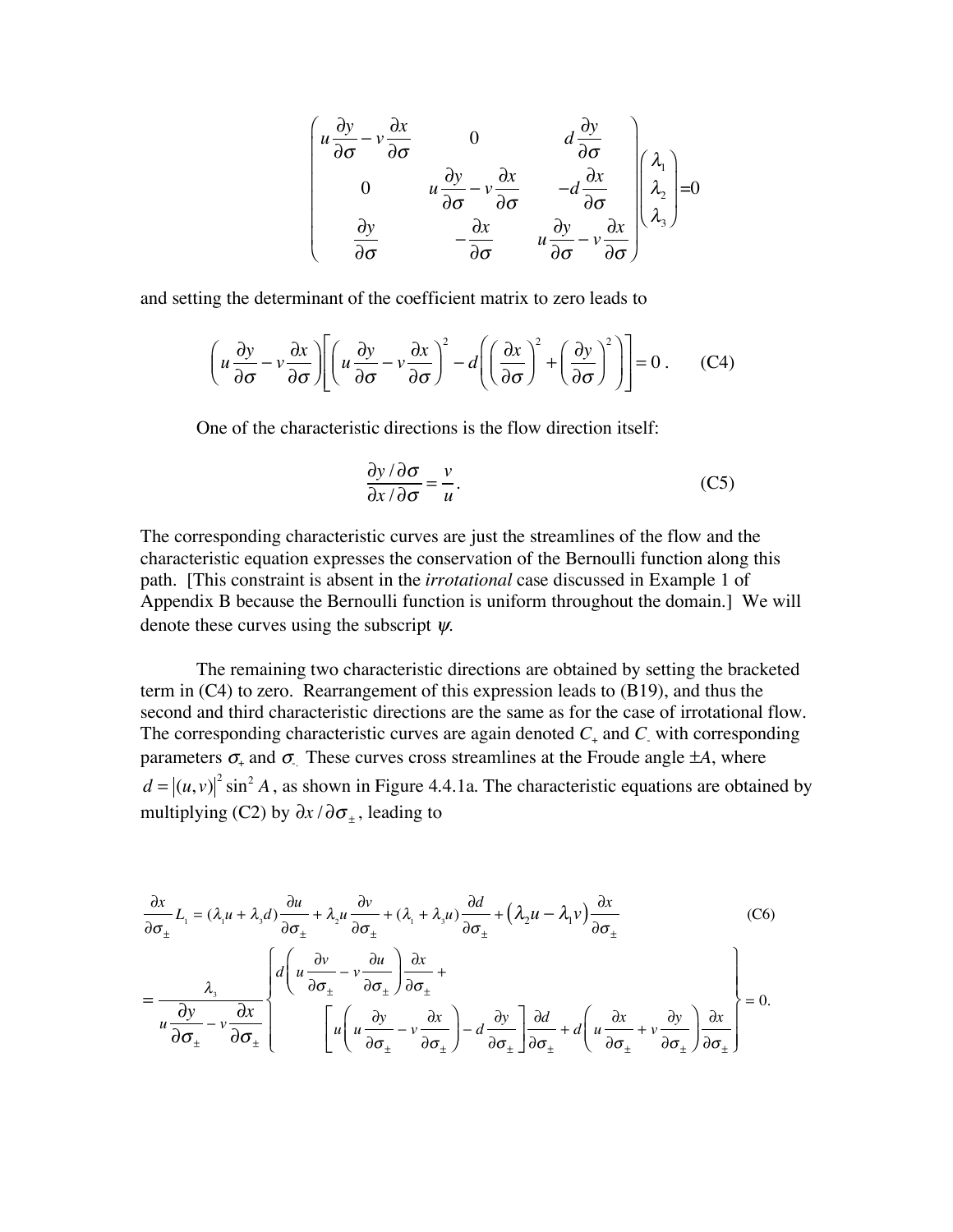$$\begin{pmatrix} u\dfrac{\partial y}{\partial \sigma}-v\dfrac{\partial x}{\partial \sigma} & 0 & d\dfrac{\partial y}{\partial \sigma} \\ 0 & u\dfrac{\partial y}{\partial \sigma}-v\dfrac{\partial x}{\partial \sigma} & -d\dfrac{\partial x}{\partial \sigma} \\ \dfrac{\partial y}{\partial \sigma} & -\dfrac{\partial x}{\partial \sigma} & u\dfrac{\partial y}{\partial \sigma}-v\dfrac{\partial x}{\partial \sigma} \end{pmatrix}\begin{pmatrix}\lambda_1\\ \lambda_2 \\ \lambda_3\end{pmatrix}=0$$

and setting the determinant of the coefficient matrix to zero leads to

$$\left(u\frac{\partial y}{\partial \sigma}-v\frac{\partial x}{\partial \sigma}\right)\left[\left(u\frac{\partial y}{\partial \sigma}-v\frac{\partial x}{\partial \sigma}\right)^2-d\left(\left(\frac{\partial x}{\partial \sigma}\right)^2+\left(\frac{\partial y}{\partial \sigma}\right)^2\right)\right]=0\,. \qquad \text{(C4)}$$

One of the characteristic directions is the flow direction itself:

$$\frac{\partial y/\partial \sigma}{\partial x/\partial \sigma}=\frac{v}{u}. \qquad \text{(C5)}$$

The corresponding characteristic curves are just the streamlines of the flow and the characteristic equation expresses the conservation of the Bernoulli function along this path. [This constraint is absent in the *irrotational* case discussed in Example 1 of Appendix B because the Bernoulli function is uniform throughout the domain.] We will denote these curves using the subscript $\psi$.

The remaining two characteristic directions are obtained by setting the bracketed term in (C4) to zero. Rearrangement of this expression leads to (B19), and thus the second and third characteristic directions are the same as for the case of irrotational flow. The corresponding characteristic curves are again denoted $C_+$ and $C_-$ with corresponding parameters $\sigma_+$ and $\sigma_-$. These curves cross streamlines at the Froude angle $\pm A$, where $d=|(u,v)|^2\sin^2 A$, as shown in Figure 4.4.1a. The characteristic equations are obtained by multiplying (C2) by $\partial x/\partial\sigma_\pm$, leading to

$$\begin{aligned}
\frac{\partial x}{\partial \sigma_\pm}L_1 &= (\lambda_1 u+\lambda_3 d)\frac{\partial u}{\partial \sigma_\pm}+\lambda_2 u\frac{\partial v}{\partial \sigma_\pm}+(\lambda_1+\lambda_3 u)\frac{\partial d}{\partial \sigma_\pm}+\left(\lambda_2 u-\lambda_1 v\right)\frac{\partial x}{\partial \sigma_\pm} \qquad \text{(C6)}\\
&=\frac{\lambda_3}{u\dfrac{\partial y}{\partial \sigma_\pm}-v\dfrac{\partial x}{\partial \sigma_\pm}}\left\{\begin{array}{l} d\left(u\dfrac{\partial v}{\partial \sigma_\pm}-v\dfrac{\partial u}{\partial \sigma_\pm}\right)\dfrac{\partial x}{\partial \sigma_\pm}+ \\ \qquad \left[u\left(u\dfrac{\partial y}{\partial \sigma_\pm}-v\dfrac{\partial x}{\partial \sigma_\pm}\right)-d\dfrac{\partial y}{\partial \sigma_\pm}\right]\dfrac{\partial d}{\partial \sigma_\pm}+d\left(u\dfrac{\partial x}{\partial \sigma_\pm}+v\dfrac{\partial y}{\partial \sigma_\pm}\right)\dfrac{\partial x}{\partial \sigma_\pm}\end{array}\right\}=0.
\end{aligned}$$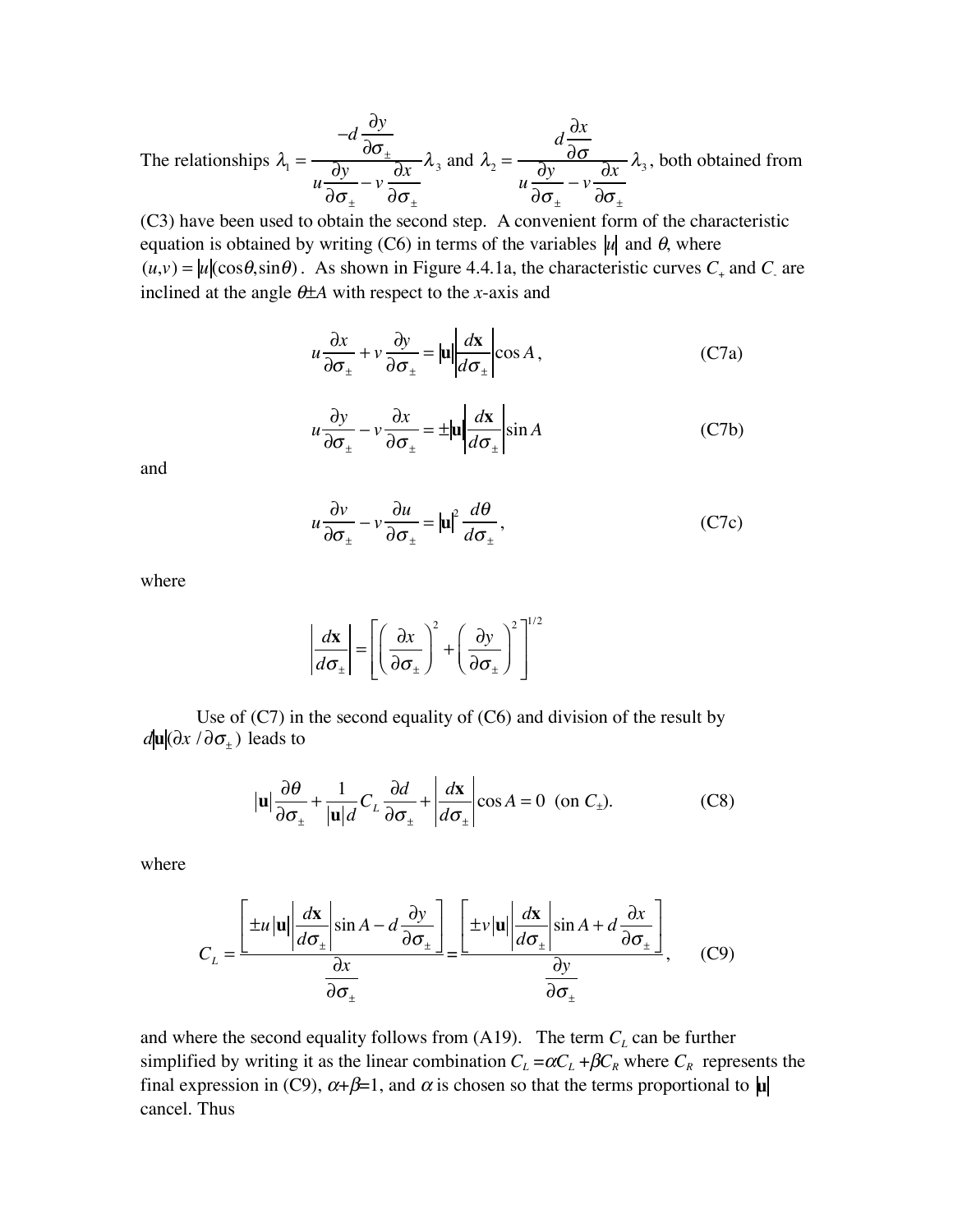The relationships $\lambda_1 = \dfrac{-d\dfrac{\partial y}{\partial \sigma_\pm}}{u\dfrac{\partial y}{\partial \sigma_\pm} - v\dfrac{\partial x}{\partial \sigma_\pm}}\lambda_3$ and $\lambda_2 = \dfrac{d\dfrac{\partial x}{\partial \sigma}}{u\dfrac{\partial y}{\partial \sigma_\pm} - v\dfrac{\partial x}{\partial \sigma_\pm}}\lambda_3$, both obtained from (C3) have been used to obtain the second step. A convenient form of the characteristic equation is obtained by writing (C6) in terms of the variables $|u|$ and $\theta$, where $(u,v) = |u|(\cos\theta, \sin\theta)$. As shown in Figure 4.4.1a, the characteristic curves $C_+$ and $C_-$ are inclined at the angle $\theta \pm A$ with respect to the $x$-axis and

$$u\frac{\partial x}{\partial \sigma_\pm} + v\frac{\partial y}{\partial \sigma_\pm} = |\mathbf{u}|\left|\frac{d\mathbf{x}}{d\sigma_\pm}\right|\cos A, \tag{C7a}$$

$$u\frac{\partial y}{\partial \sigma_\pm} - v\frac{\partial x}{\partial \sigma_\pm} = \pm|\mathbf{u}|\left|\frac{d\mathbf{x}}{d\sigma_\pm}\right|\sin A \tag{C7b}$$

and

$$u\frac{\partial v}{\partial \sigma_\pm} - v\frac{\partial u}{\partial \sigma_\pm} = |\mathbf{u}|^2\frac{d\theta}{d\sigma_\pm}, \tag{C7c}$$

where

$$\left|\frac{d\mathbf{x}}{d\sigma_\pm}\right| = \left[\left(\frac{\partial x}{\partial \sigma_\pm}\right)^2 + \left(\frac{\partial y}{\partial \sigma_\pm}\right)^2\right]^{1/2}$$

Use of (C7) in the second equality of (C6) and division of the result by $d|\mathbf{u}|(\partial x/\partial\sigma_\pm)$ leads to

$$|\mathbf{u}|\frac{\partial \theta}{\partial \sigma_\pm} + \frac{1}{|\mathbf{u}|d}C_L\frac{\partial d}{\partial \sigma_\pm} + \left|\frac{d\mathbf{x}}{d\sigma_\pm}\right|\cos A = 0 \;\; (\text{on } C_\pm). \tag{C8}$$

where

$$C_L = \frac{\left[\pm u|\mathbf{u}|\left|\dfrac{d\mathbf{x}}{d\sigma_\pm}\right|\sin A - d\dfrac{\partial y}{\partial \sigma_\pm}\right]}{\dfrac{\partial x}{\partial \sigma_\pm}} = \frac{\left[\pm v|\mathbf{u}|\left|\dfrac{d\mathbf{x}}{d\sigma_\pm}\right|\sin A + d\dfrac{\partial x}{\partial \sigma_\pm}\right]}{\dfrac{\partial y}{\partial \sigma_\pm}}, \tag{C9}$$

and where the second equality follows from (A19). The term $C_L$ can be further simplified by writing it as the linear combination $C_L = \alpha C_L + \beta C_R$ where $C_R$ represents the final expression in (C9), $\alpha + \beta = 1$, and $\alpha$ is chosen so that the terms proportional to $|\mathbf{u}|$ cancel. Thus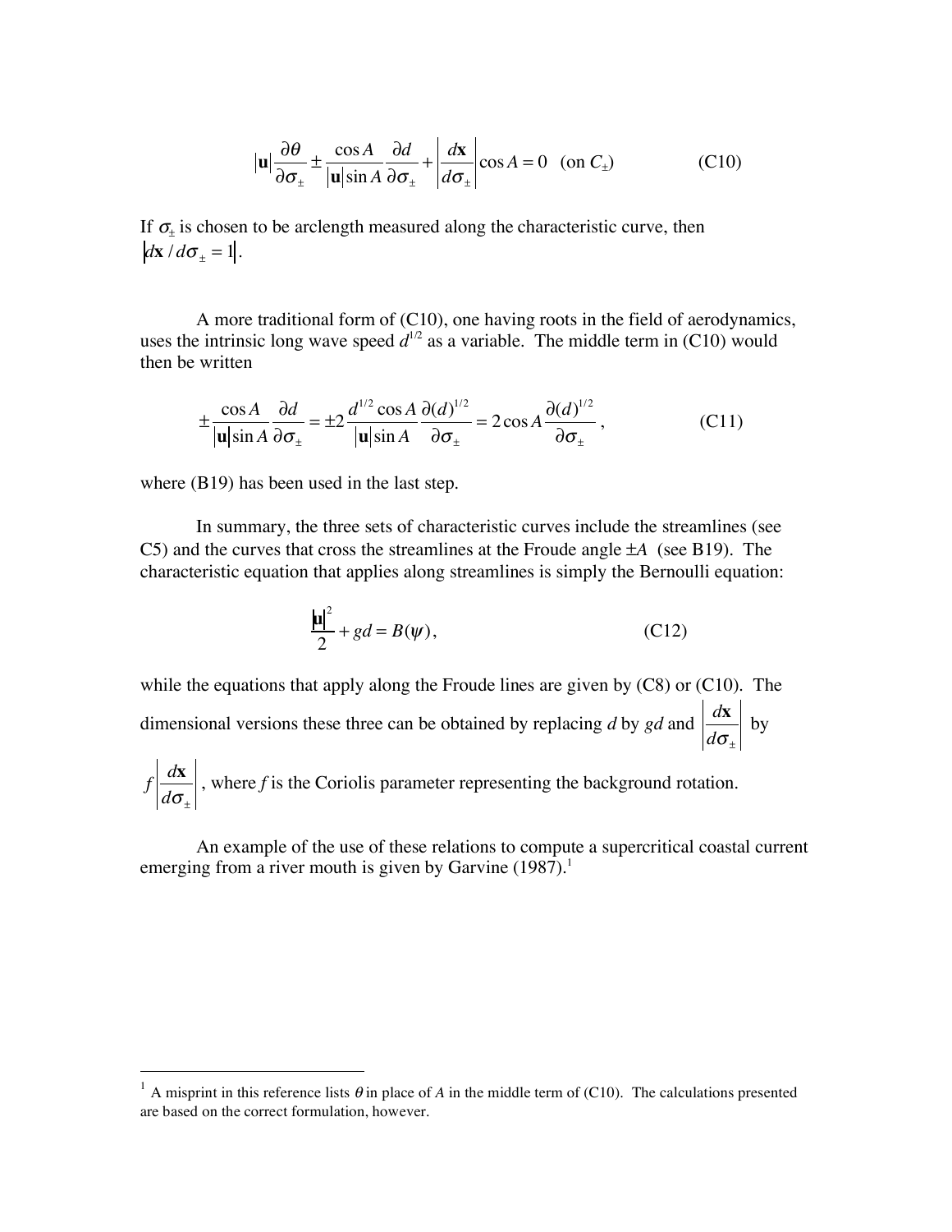$$
|\mathbf{u}|\frac{\partial \theta}{\partial \sigma_{\pm}} \pm \frac{\cos A}{|\mathbf{u}|\sin A}\frac{\partial d}{\partial \sigma_{\pm}} + \left|\frac{d\mathbf{x}}{d\sigma_{\pm}}\right|\cos A = 0 \quad (\text{on } C_{\pm}) \tag{C10}
$$

If $\sigma_{\pm}$ is chosen to be arclength measured along the characteristic curve, then $\left| d\mathbf{x}/d\sigma_{\pm} = 1 \right|$.

A more traditional form of (C10), one having roots in the field of aerodynamics, uses the intrinsic long wave speed $d^{1/2}$ as a variable. The middle term in (C10) would then be written

$$
\pm\frac{\cos A}{|\mathbf{u}|\sin A}\frac{\partial d}{\partial \sigma_{\pm}} = \pm 2\frac{d^{1/2}\cos A}{|\mathbf{u}|\sin A}\frac{\partial (d)^{1/2}}{\partial \sigma_{\pm}} = 2\cos A\frac{\partial (d)^{1/2}}{\partial \sigma_{\pm}}, \tag{C11}
$$

where (B19) has been used in the last step.

In summary, the three sets of characteristic curves include the streamlines (see C5) and the curves that cross the streamlines at the Froude angle $\pm A$ (see B19). The characteristic equation that applies along streamlines is simply the Bernoulli equation:

$$
\frac{|\mathbf{u}|^2}{2} + gd = B(\psi), \tag{C12}
$$

while the equations that apply along the Froude lines are given by (C8) or (C10). The dimensional versions these three can be obtained by replacing $d$ by $gd$ and $\left|\frac{d\mathbf{x}}{d\sigma_{\pm}}\right|$ by $f\left|\frac{d\mathbf{x}}{d\sigma_{\pm}}\right|$, where $f$ is the Coriolis parameter representing the background rotation.

An example of the use of these relations to compute a supercritical coastal current emerging from a river mouth is given by Garvine (1987).[1]

---

[1] A misprint in this reference lists $\theta$ in place of $A$ in the middle term of (C10). The calculations presented are based on the correct formulation, however.